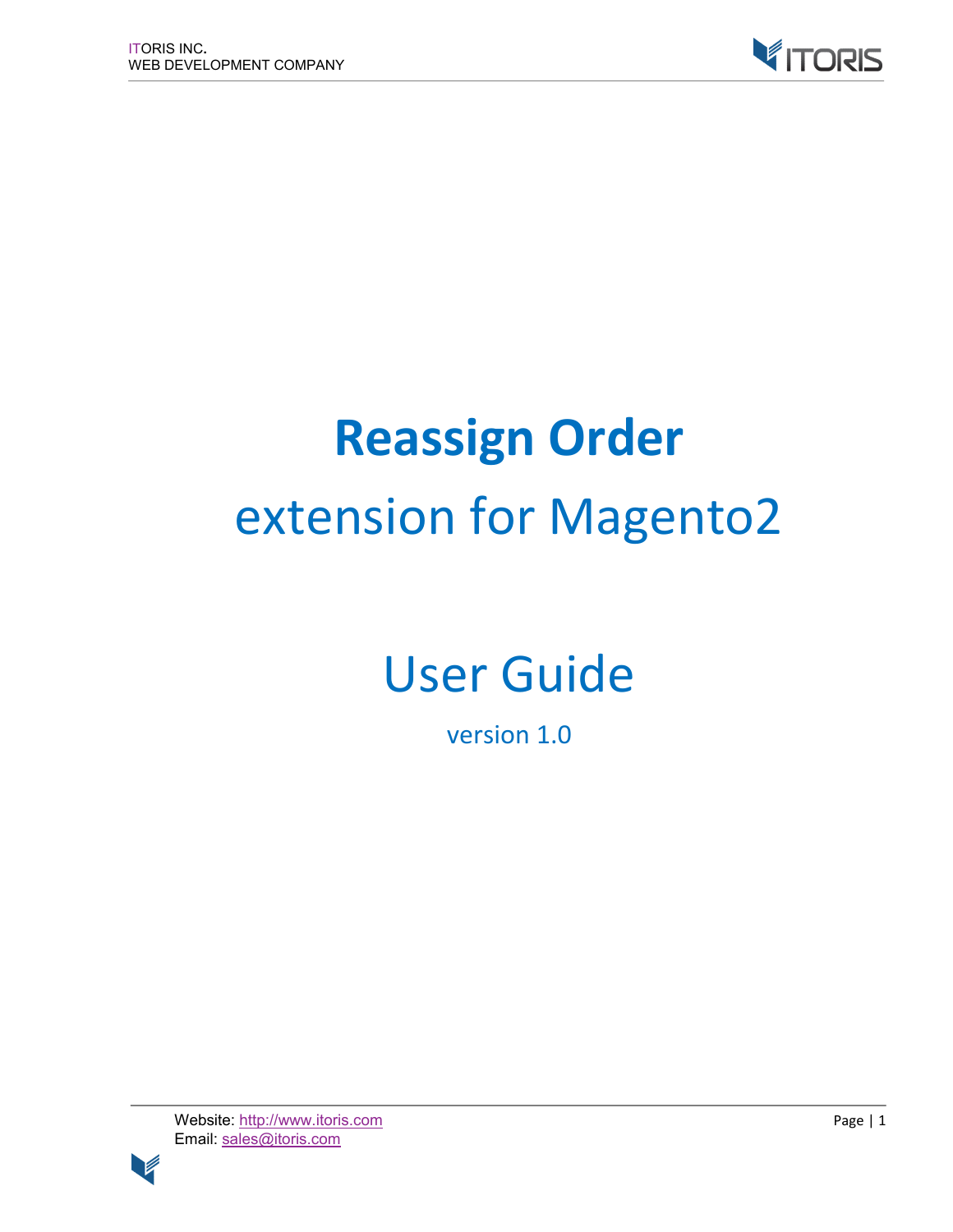# Reassign Order

## extension for Magento2

## User Guide

version 1.0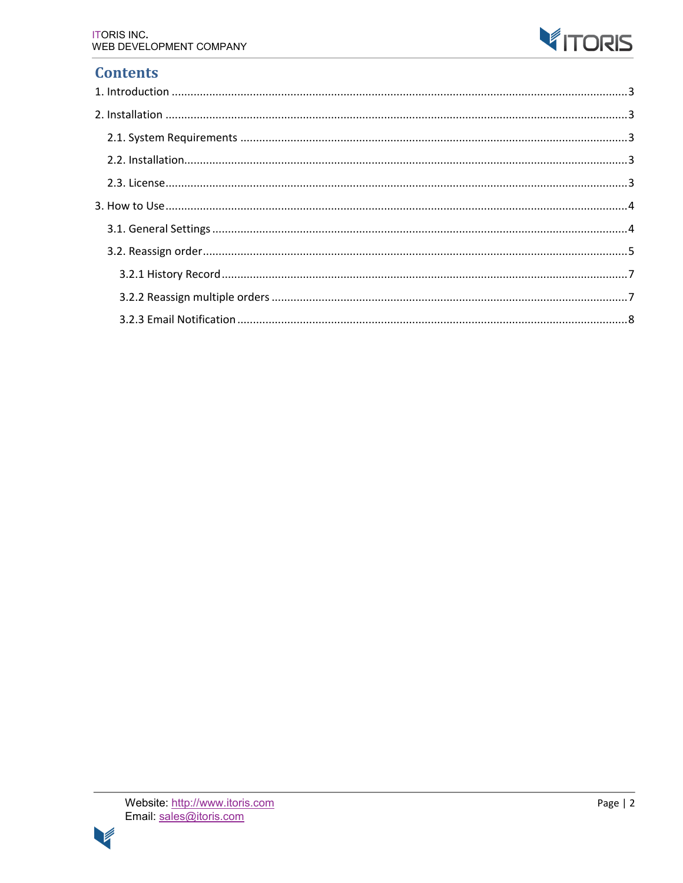# Contents

1. Introduction ... 3
2. Installation ... 3
   - 2.1. System Requirements ... 3
   - 2.2. Installation ... 3
   - 2.3. License ... 3
3. How to Use ... 4
   - 3.1. General Settings ... 4
   - 3.2. Reassign order ... 5
     - 3.2.1 History Record ... 7
     - 3.2.2 Reassign multiple orders ... 7
     - 3.2.3 Email Notification ... 8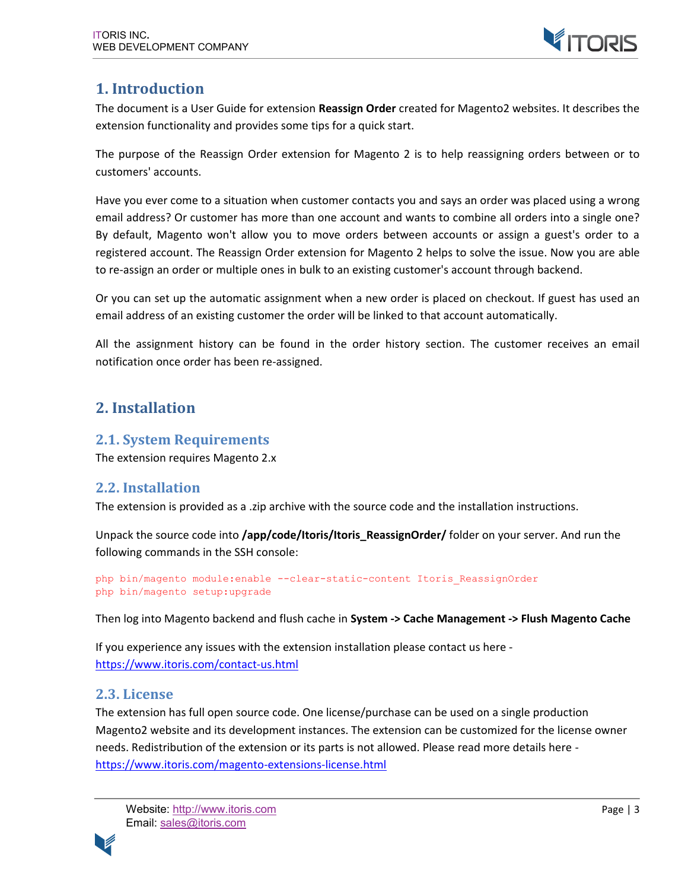# 1. Introduction

The document is a User Guide for extension **Reassign Order** created for Magento2 websites. It describes the extension functionality and provides some tips for a quick start.

The purpose of the Reassign Order extension for Magento 2 is to help reassigning orders between or to customers' accounts.

Have you ever come to a situation when customer contacts you and says an order was placed using a wrong email address? Or customer has more than one account and wants to combine all orders into a single one? By default, Magento won't allow you to move orders between accounts or assign a guest's order to a registered account. The Reassign Order extension for Magento 2 helps to solve the issue. Now you are able to re-assign an order or multiple ones in bulk to an existing customer's account through backend.

Or you can set up the automatic assignment when a new order is placed on checkout. If guest has used an email address of an existing customer the order will be linked to that account automatically.

All the assignment history can be found in the order history section. The customer receives an email notification once order has been re-assigned.

# 2. Installation

## 2.1. System Requirements

The extension requires Magento 2.x

## 2.2. Installation

The extension is provided as a .zip archive with the source code and the installation instructions.

Unpack the source code into **/app/code/Itoris/Itoris_ReassignOrder/** folder on your server. And run the following commands in the SSH console:

```
php bin/magento module:enable --clear-static-content Itoris_ReassignOrder
php bin/magento setup:upgrade
```

Then log into Magento backend and flush cache in **System -> Cache Management -> Flush Magento Cache**

If you experience any issues with the extension installation please contact us here - https://www.itoris.com/contact-us.html

## 2.3. License

The extension has full open source code. One license/purchase can be used on a single production Magento2 website and its development instances. The extension can be customized for the license owner needs. Redistribution of the extension or its parts is not allowed. Please read more details here - https://www.itoris.com/magento-extensions-license.html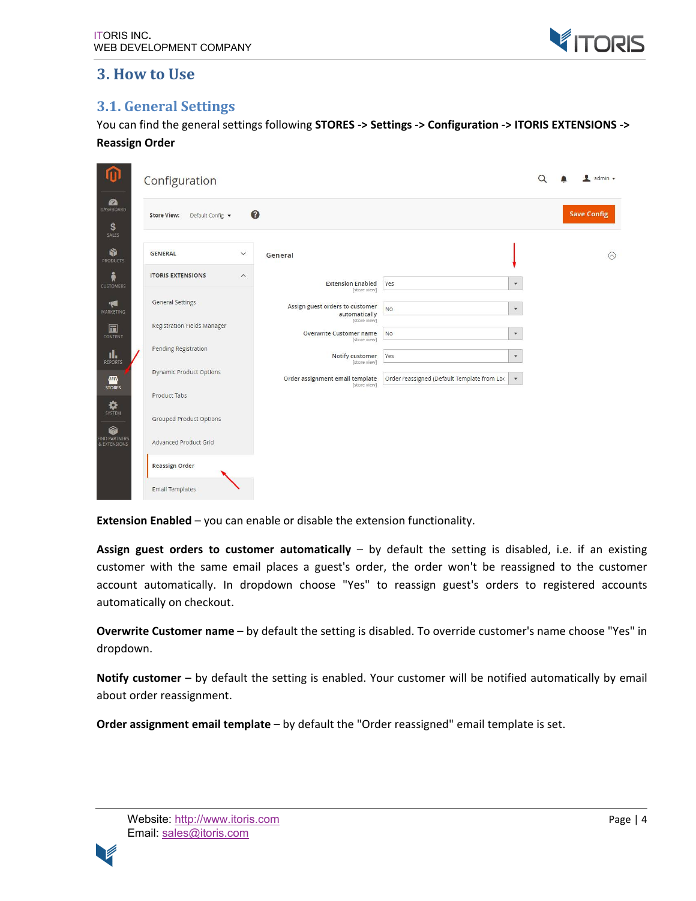## 3. How to Use

### 3.1. General Settings

You can find the general settings following **STORES -> Settings -> Configuration -> ITORIS EXTENSIONS -> Reassign Order**

**Extension Enabled** – you can enable or disable the extension functionality.

**Assign guest orders to customer automatically** – by default the setting is disabled, i.e. if an existing customer with the same email places a guest's order, the order won't be reassigned to the customer account automatically. In dropdown choose "Yes" to reassign guest's orders to registered accounts automatically on checkout.

**Overwrite Customer name** – by default the setting is disabled. To override customer's name choose "Yes" in dropdown.

**Notify customer** – by default the setting is enabled. Your customer will be notified automatically by email about order reassignment.

**Order assignment email template** – by default the "Order reassigned" email template is set.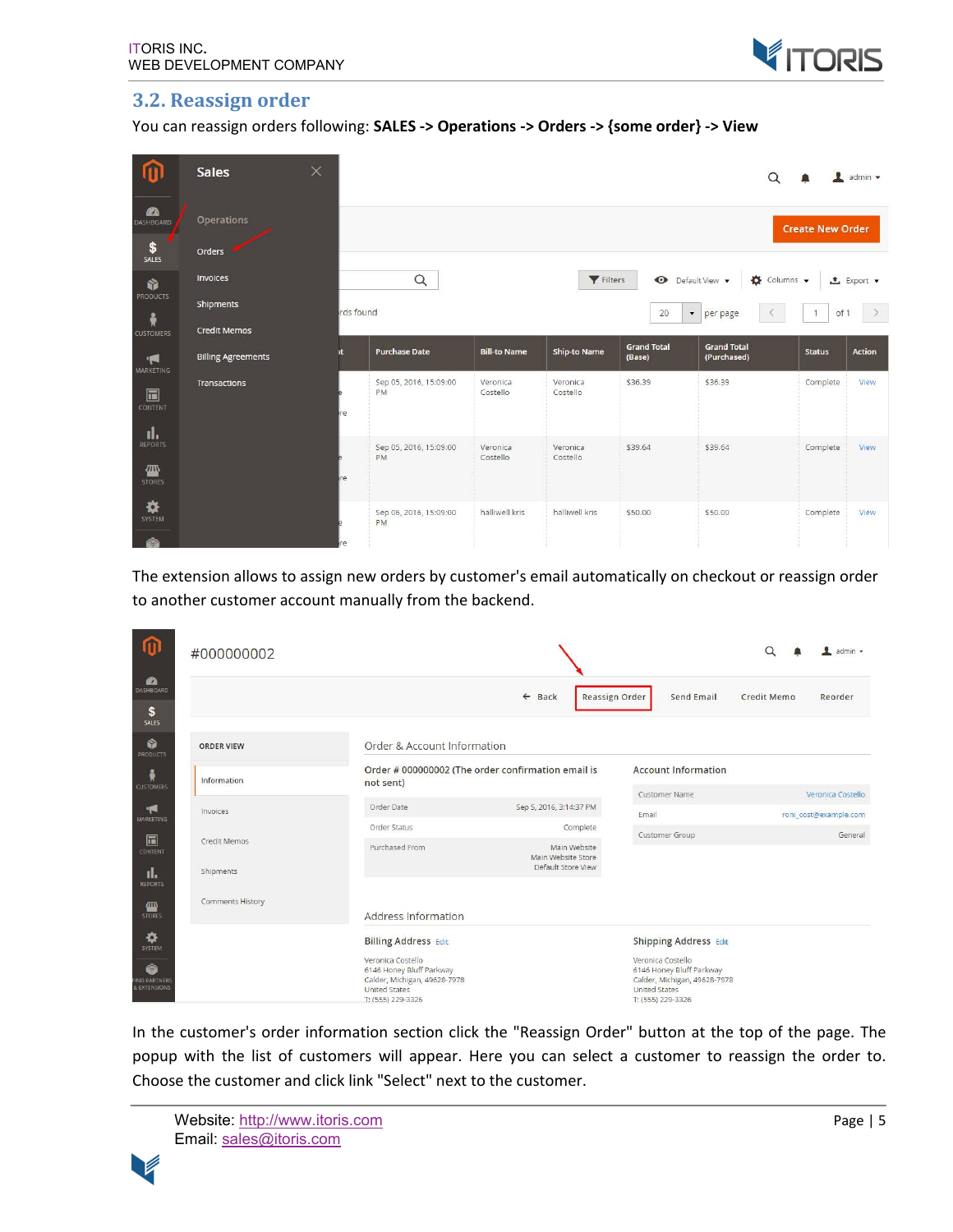## 3.2. Reassign order

You can reassign orders following: **SALES -> Operations -> Orders -> {some order} -> View**

The extension allows to assign new orders by customer's email automatically on checkout or reassign order to another customer account manually from the backend.

In the customer's order information section click the "Reassign Order" button at the top of the page. The popup with the list of customers will appear. Here you can select a customer to reassign the order to. Choose the customer and click link "Select" next to the customer.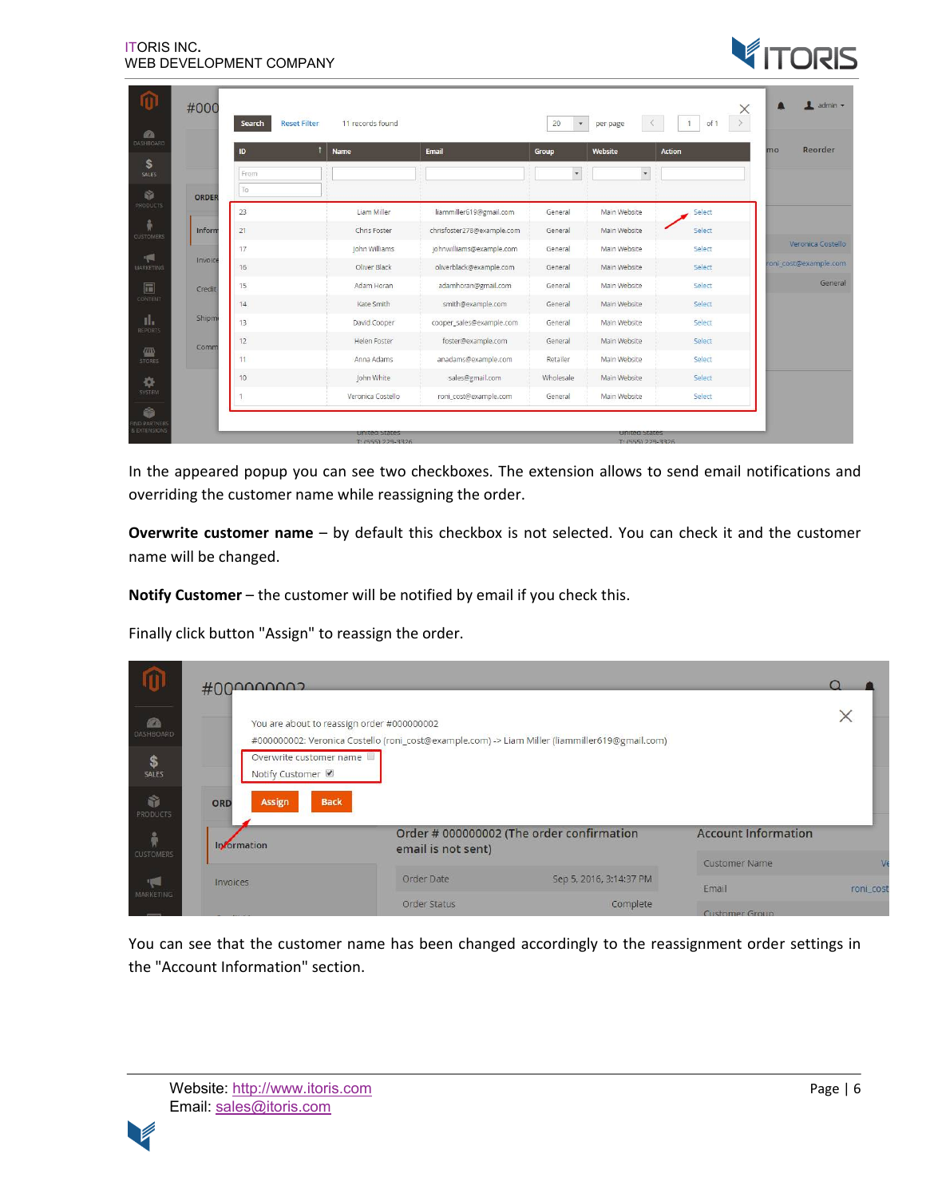In the appeared popup you can see two checkboxes. The extension allows to send email notifications and overriding the customer name while reassigning the order.

**Overwrite customer name** – by default this checkbox is not selected. You can check it and the customer name will be changed.

**Notify Customer** – the customer will be notified by email if you check this.

Finally click button "Assign" to reassign the order.

You can see that the customer name has been changed accordingly to the reassignment order settings in the "Account Information" section.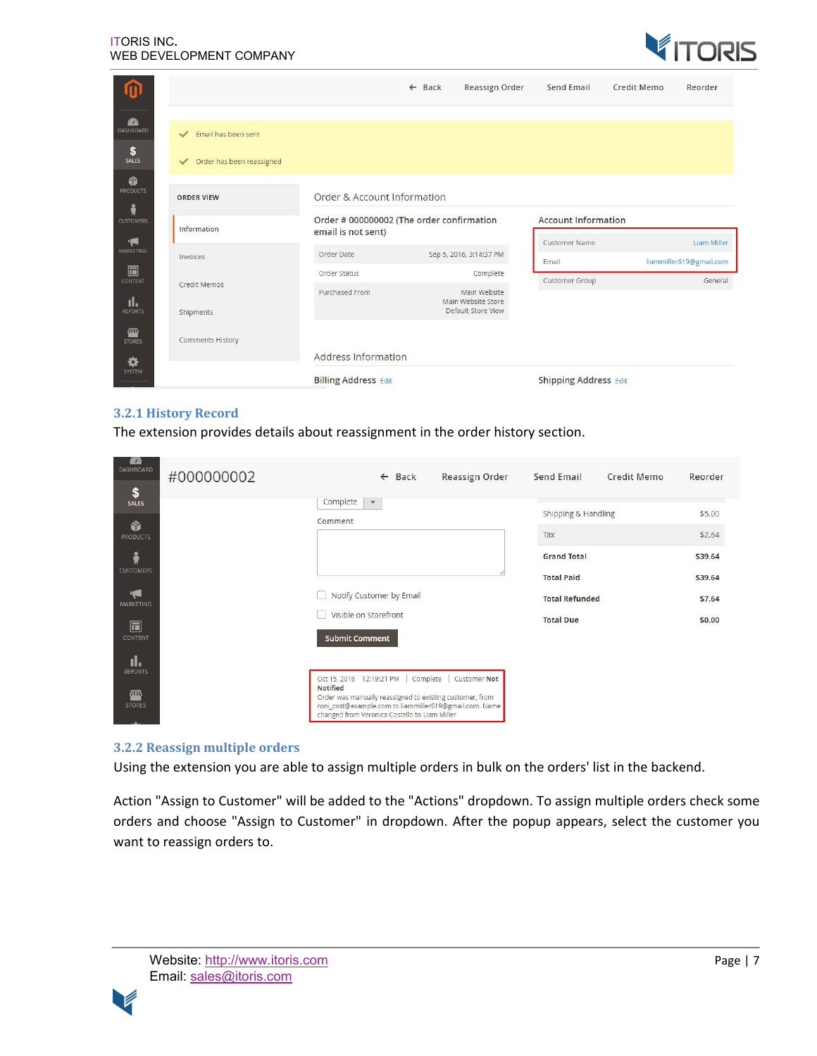### 3.2.1 History Record

The extension provides details about reassignment in the order history section.

### 3.2.2 Reassign multiple orders

Using the extension you are able to assign multiple orders in bulk on the orders' list in the backend.

Action "Assign to Customer" will be added to the "Actions" dropdown. To assign multiple orders check some orders and choose "Assign to Customer" in dropdown. After the popup appears, select the customer you want to reassign orders to.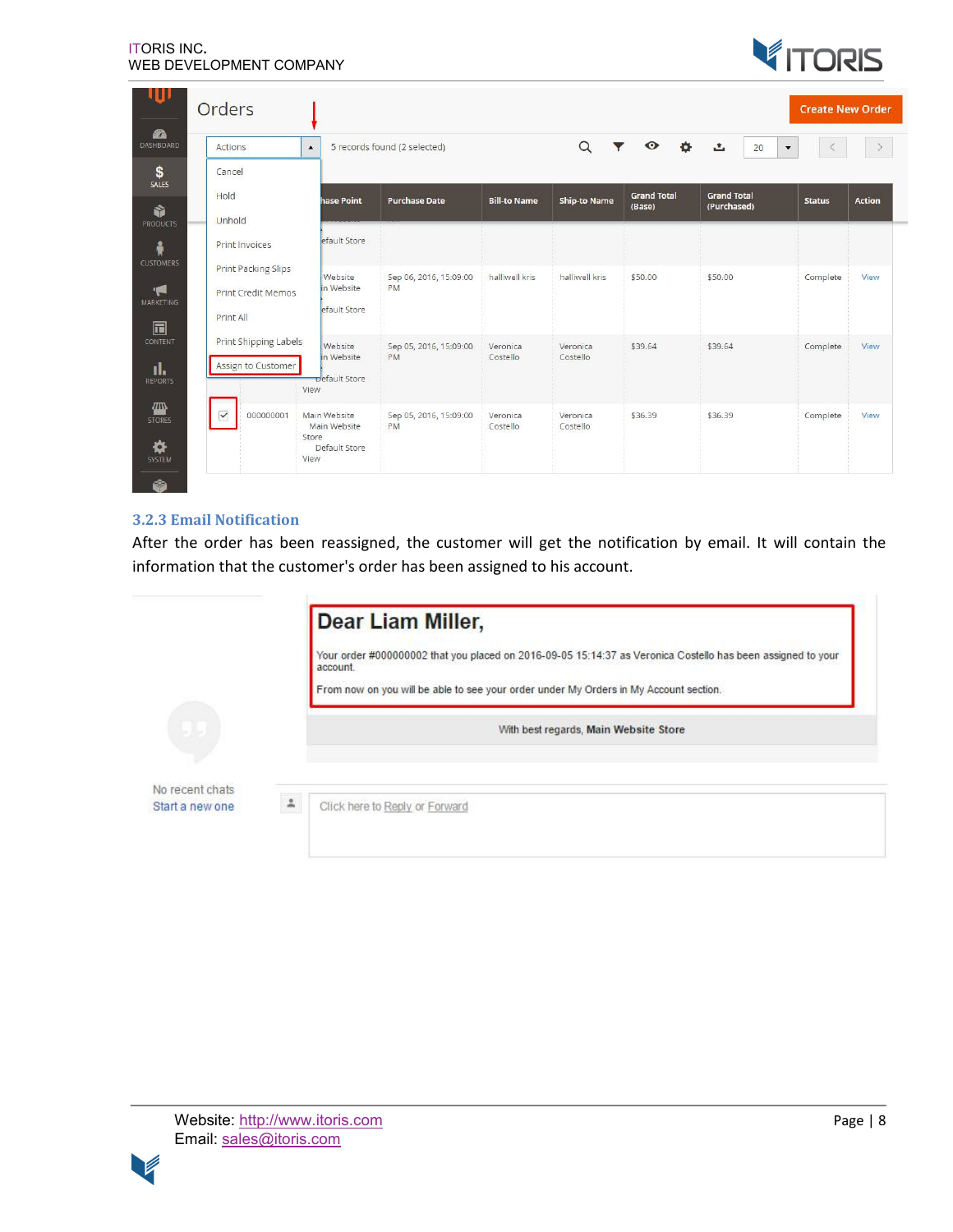### 3.2.3 Email Notification

After the order has been reassigned, the customer will get the notification by email. It will contain the information that the customer's order has been assigned to his account.